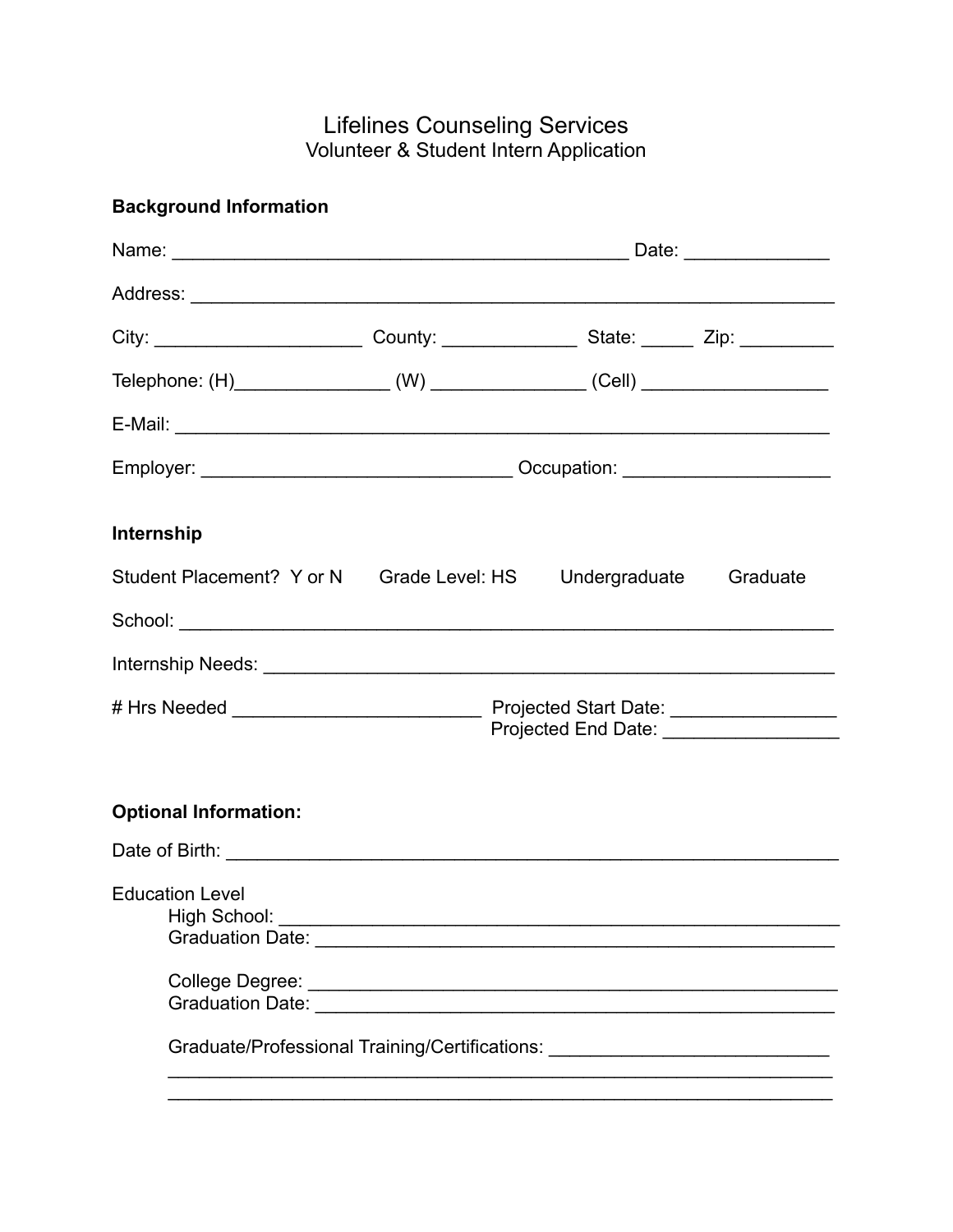# Lifelines Counseling Services

## Volunteer & Student Intern Application

**Background Information**

Name: ____________________________________________ Date: ______________

Address: ______________________________________________________________

City: ____________________ County: _____________ State: _____ Zip: _________

Telephone: (H)_______________ (W) _______________ (Cell) _________________

E-Mail: _______________________________________________________________

Employer: ______________________________ Occupation: ____________________

**Internship**

Student Placement? Y or N Grade Level: HS Undergraduate Graduate

School: _______________________________________________________________

Internship Needs: _______________________________________________________

# Hrs Needed ________________________ Projected Start Date: ________________
Projected End Date: _________________

**Optional Information:**

Date of Birth: __________________________________________________________

Education Level
High School: ____________________________________________________
Graduation Date: ________________________________________________

College Degree: _________________________________________________
Graduation Date: ________________________________________________

Graduate/Professional Training/Certifications: ___________________________
_________________________________________________________________
_________________________________________________________________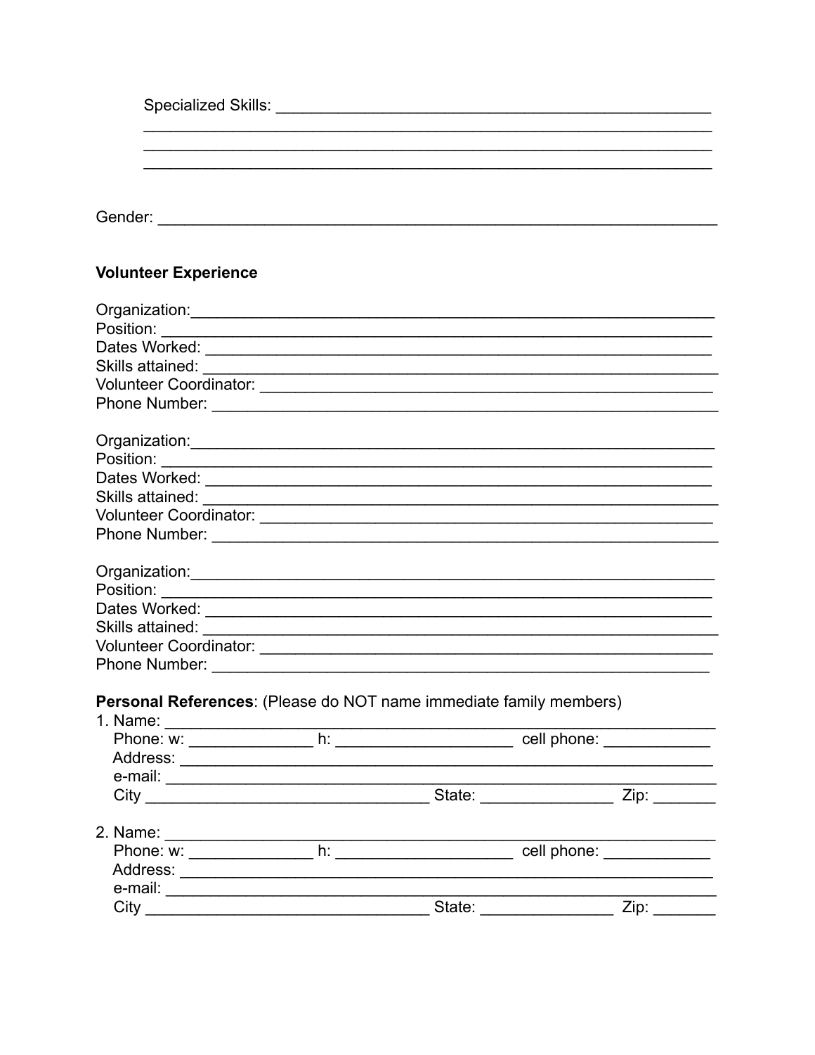Specialized Skills: ______________________________________________
______________________________________________________________
______________________________________________________________
______________________________________________________________

Gender: ________________________________________________________

**Volunteer Experience**

Organization:____________________________________________________
Position: _______________________________________________________
Dates Worked: ___________________________________________________
Skills attained: __________________________________________________
Volunteer Coordinator: ____________________________________________
Phone Number: __________________________________________________

Organization:____________________________________________________
Position: _______________________________________________________
Dates Worked: ___________________________________________________
Skills attained: __________________________________________________
Volunteer Coordinator: ____________________________________________
Phone Number: __________________________________________________

Organization:____________________________________________________
Position: _______________________________________________________
Dates Worked: ___________________________________________________
Skills attained: __________________________________________________
Volunteer Coordinator: ____________________________________________
Phone Number: __________________________________________________

**Personal References**: (Please do NOT name immediate family members)

1. Name: _______________________________________________________
   Phone: w: _____________ h: __________________ cell phone: ___________
   Address: _____________________________________________________
   e-mail: ______________________________________________________
   City _____________________________ State: _____________ Zip: _______

2. Name: _______________________________________________________
   Phone: w: _____________ h: __________________ cell phone: ___________
   Address: _____________________________________________________
   e-mail: ______________________________________________________
   City _____________________________ State: _____________ Zip: _______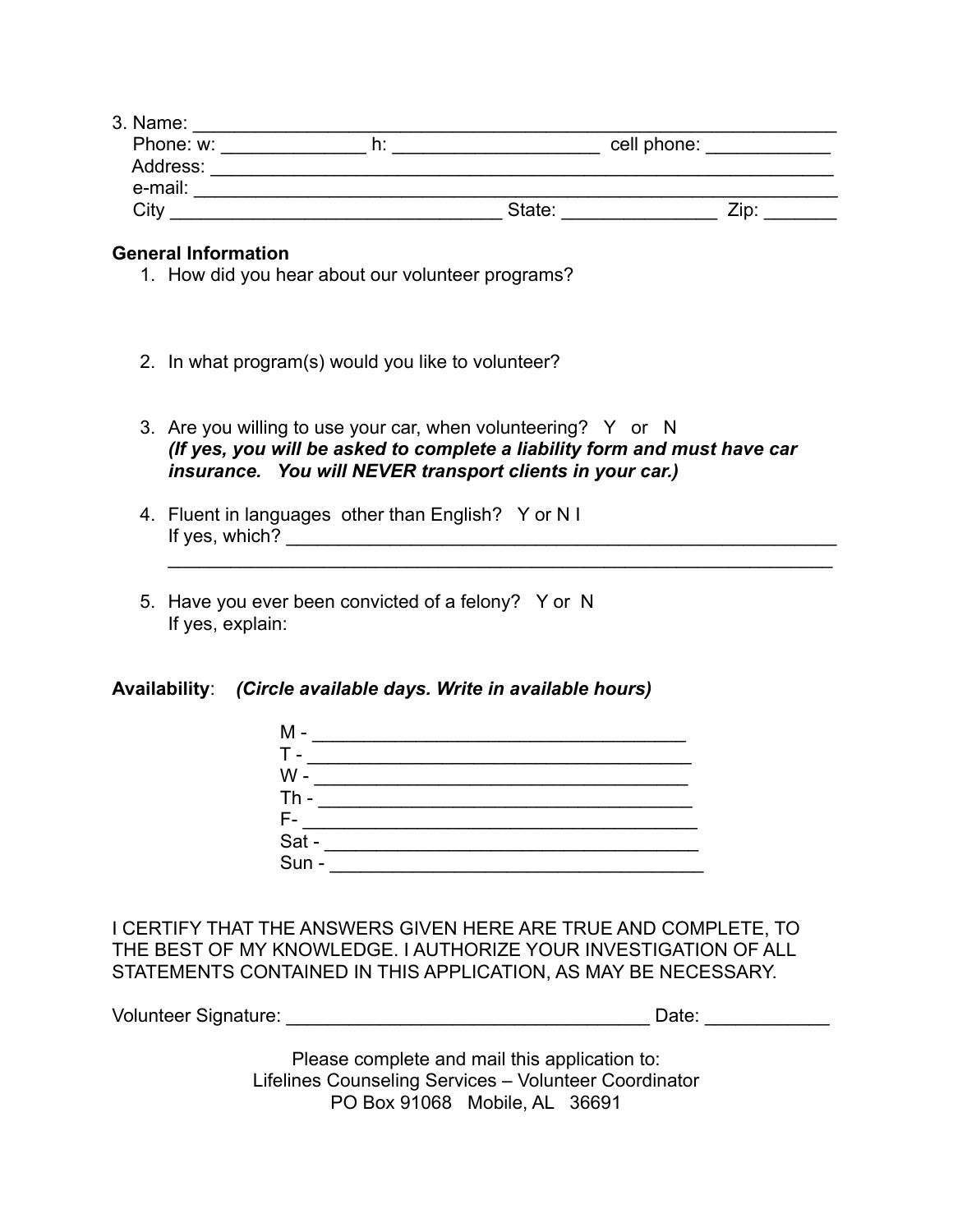3. Name: ___________________________________________________________

Phone: w: _____________ h: ___________________ cell phone: ___________

Address: ___________________________________________________________

e-mail: ____________________________________________________________

City _______________________________ State: ______________ Zip: _______

**General Information**

1. How did you hear about our volunteer programs?

2. In what program(s) would you like to volunteer?

3. Are you willing to use your car, when volunteering? Y or N
   ***(If yes, you will be asked to complete a liability form and must have car insurance. You will NEVER transport clients in your car.)***

4. Fluent in languages other than English? Y or N I
   If yes, which? ___________________________________________________________
   ___________________________________________________________

5. Have you ever been convicted of a felony? Y or N
   If yes, explain:

**Availability**: ***(Circle available days. Write in available hours)***

M - ___________________________________

T - ___________________________________

W - ___________________________________

Th - ___________________________________

F- ___________________________________

Sat - ___________________________________

Sun - ___________________________________

I CERTIFY THAT THE ANSWERS GIVEN HERE ARE TRUE AND COMPLETE, TO THE BEST OF MY KNOWLEDGE. I AUTHORIZE YOUR INVESTIGATION OF ALL STATEMENTS CONTAINED IN THIS APPLICATION, AS MAY BE NECESSARY.

Volunteer Signature: ___________________________________ Date: ____________

Please complete and mail this application to:
Lifelines Counseling Services – Volunteer Coordinator
PO Box 91068 Mobile, AL 36691